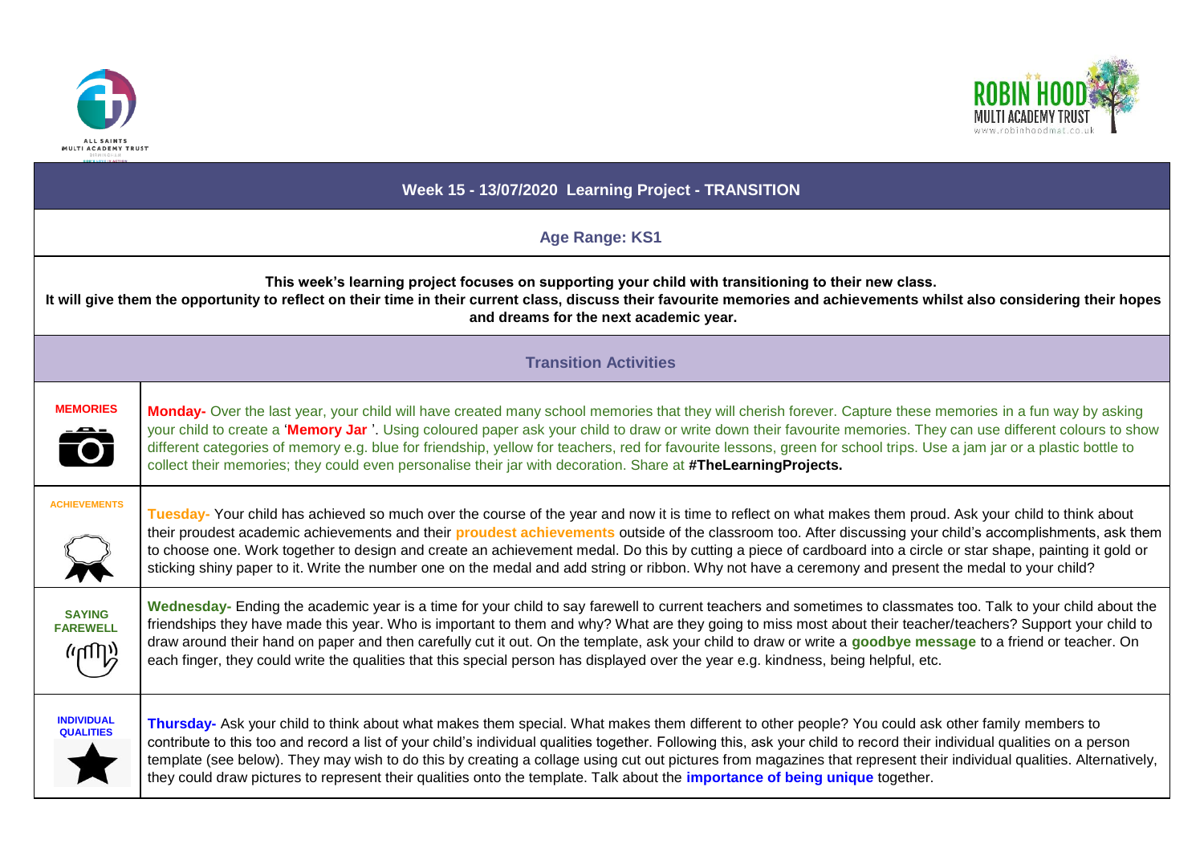## Week 15 - 13/07/2020 Learning Project - TRANSITION

### Age Range: KS1

**This week's learning project focuses on supporting your child with transitioning to their new class.**
**It will give them the opportunity to reflect on their time in their current class, discuss their favourite memories and achievements whilst also considering their hopes and dreams for the next academic year.**

### Transition Activities

| | |
|---|---|
| **MEMORIES** | **Monday-** Over the last year, your child will have created many school memories that they will cherish forever. Capture these memories in a fun way by asking your child to create a '**Memory Jar** '. Using coloured paper ask your child to draw or write down their favourite memories. They can use different colours to show different categories of memory e.g. blue for friendship, yellow for teachers, red for favourite lessons, green for school trips. Use a jam jar or a plastic bottle to collect their memories; they could even personalise their jar with decoration. Share at **#TheLearningProjects.** |
| **ACHIEVEMENTS** | **Tuesday-** Your child has achieved so much over the course of the year and now it is time to reflect on what makes them proud. Ask your child to think about their proudest academic achievements and their **proudest achievements** outside of the classroom too. After discussing your child's accomplishments, ask them to choose one. Work together to design and create an achievement medal. Do this by cutting a piece of cardboard into a circle or star shape, painting it gold or sticking shiny paper to it. Write the number one on the medal and add string or ribbon. Why not have a ceremony and present the medal to your child? |
| **SAYING FAREWELL** | **Wednesday-** Ending the academic year is a time for your child to say farewell to current teachers and sometimes to classmates too. Talk to your child about the friendships they have made this year. Who is important to them and why? What are they going to miss most about their teacher/teachers? Support your child to draw around their hand on paper and then carefully cut it out. On the template, ask your child to draw or write a **goodbye message** to a friend or teacher. On each finger, they could write the qualities that this special person has displayed over the year e.g. kindness, being helpful, etc. |
| **INDIVIDUAL QUALITIES** | **Thursday-** Ask your child to think about what makes them special. What makes them different to other people? You could ask other family members to contribute to this too and record a list of your child's individual qualities together. Following this, ask your child to record their individual qualities on a person template (see below). They may wish to do this by creating a collage using cut out pictures from magazines that represent their individual qualities. Alternatively, they could draw pictures to represent their qualities onto the template. Talk about the **importance of being unique** together. |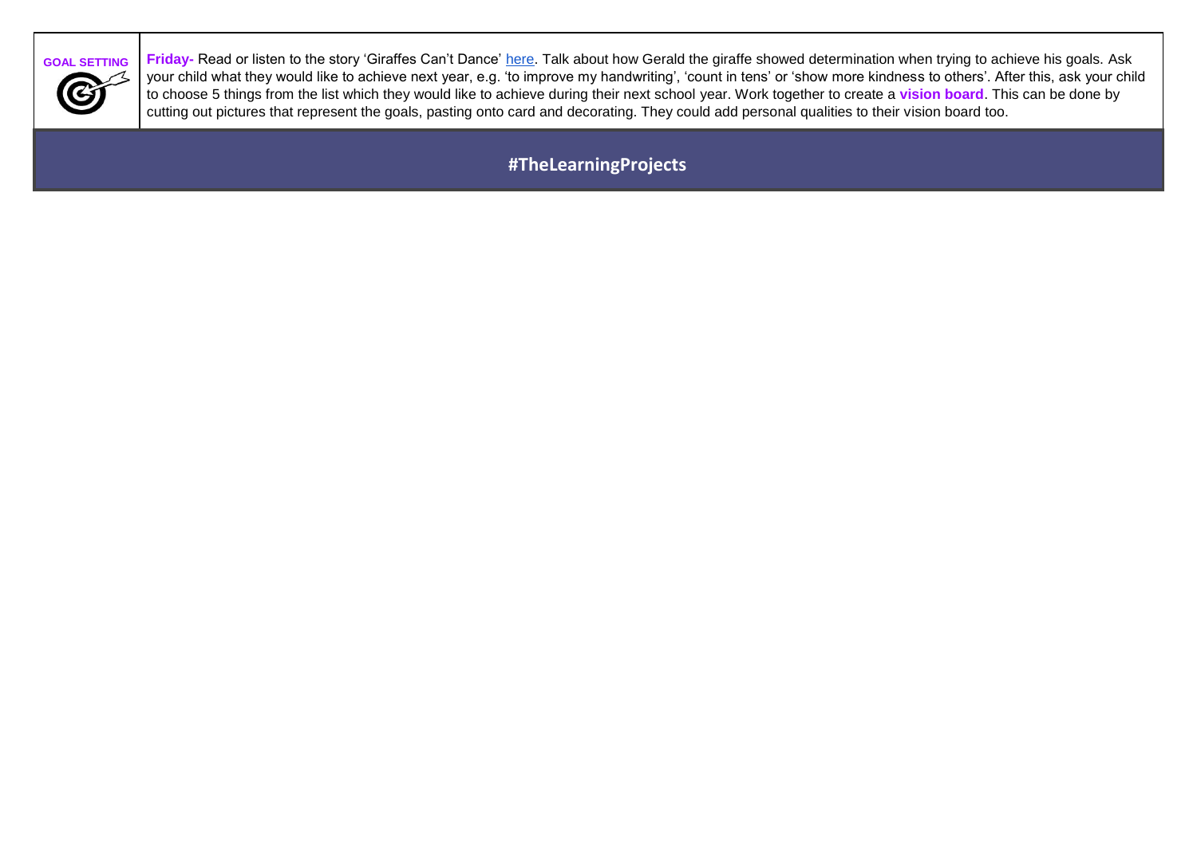| GOAL SETTING | **Friday-** Read or listen to the story 'Giraffes Can't Dance' here. Talk about how Gerald the giraffe showed determination when trying to achieve his goals. Ask your child what they would like to achieve next year, e.g. 'to improve my handwriting', 'count in tens' or 'show more kindness to others'. After this, ask your child to choose 5 things from the list which they would like to achieve during their next school year. Work together to create a **vision board**. This can be done by cutting out pictures that represent the goals, pasting onto card and decorating. They could add personal qualities to their vision board too. |
|---|---|

**#TheLearningProjects**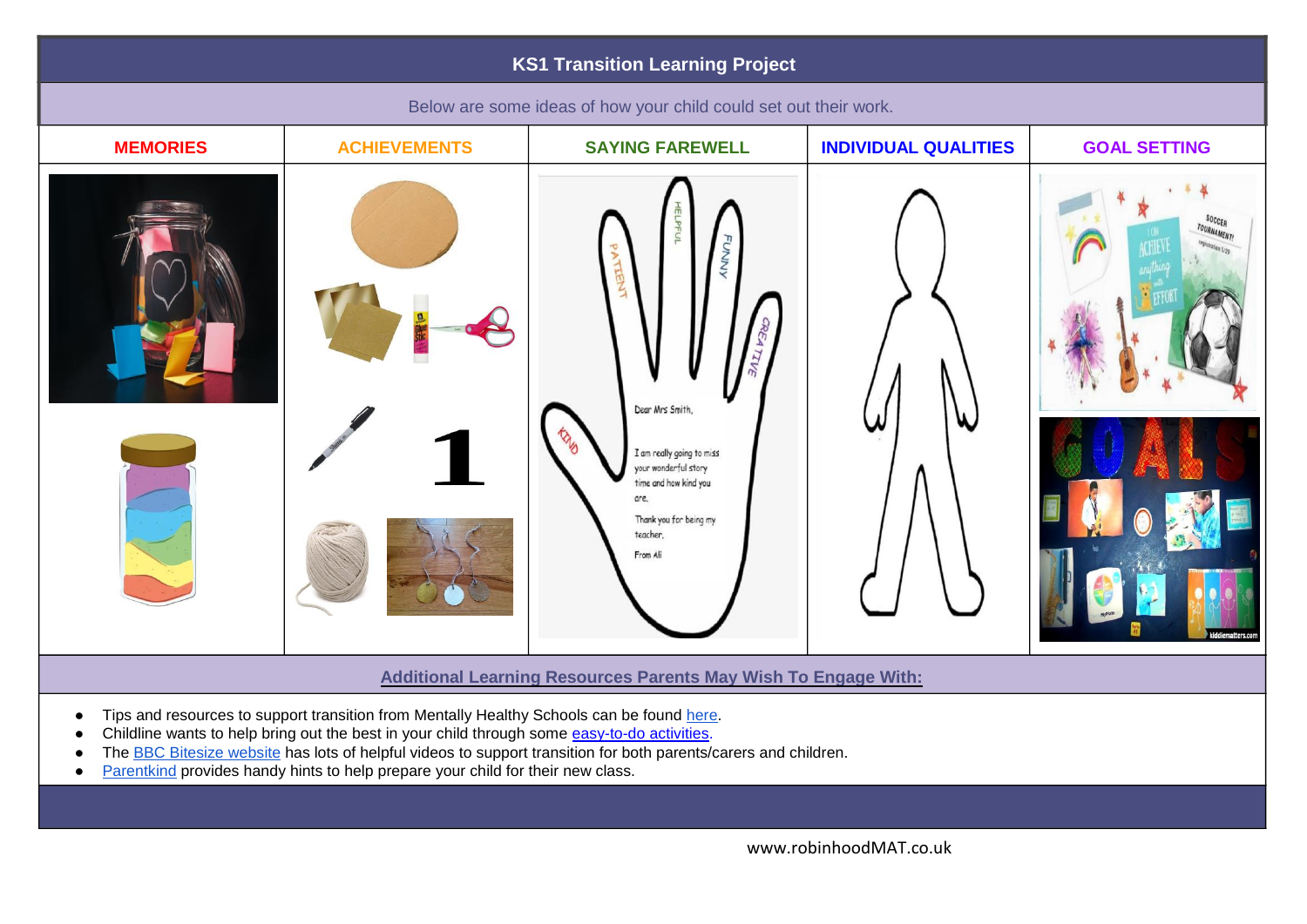| KS1 Transition Learning Project | | | | |
|---|---|---|---|---|
| Below are some ideas of how your child could set out their work. | | | | |
| **MEMORIES** | **ACHIEVEMENTS** | **SAYING FAREWELL** | **INDIVIDUAL QUALITIES** | **GOAL SETTING** |
| | 1 | HELPFUL FUNNY PATIENT CREATIVE KIND Dear Mrs Smith, I am really going to miss your wonderful story time and how kind you are. Thank you for being my teacher. From Ali | | |

**Additional Learning Resources Parents May Wish To Engage With:**

- Tips and resources to support transition from Mentally Healthy Schools can be found here.
- Childline wants to help bring out the best in your child through some easy-to-do activities.
- The BBC Bitesize website has lots of helpful videos to support transition for both parents/carers and children.
- Parentkind provides handy hints to help prepare your child for their new class.

www.robinhoodMAT.co.uk